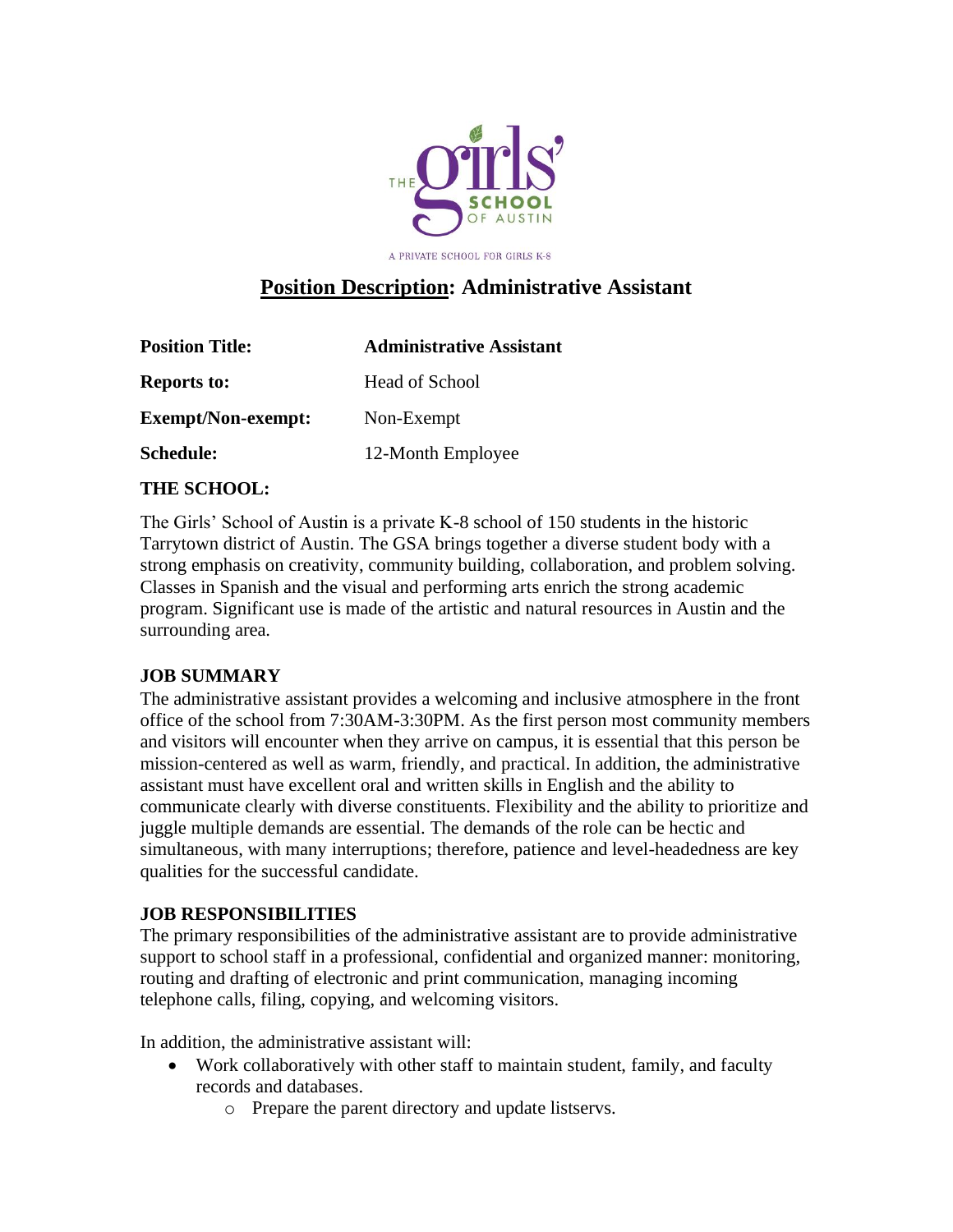THE girls' SCHOOL OF AUSTIN

A PRIVATE SCHOOL FOR GIRLS K-8

# Position Description: Administrative Assistant

| | |
|---|---|
| **Position Title:** | **Administrative Assistant** |
| **Reports to:** | Head of School |
| **Exempt/Non-exempt:** | Non-Exempt |
| **Schedule:** | 12-Month Employee |

**THE SCHOOL:**

The Girls' School of Austin is a private K-8 school of 150 students in the historic Tarrytown district of Austin. The GSA brings together a diverse student body with a strong emphasis on creativity, community building, collaboration, and problem solving. Classes in Spanish and the visual and performing arts enrich the strong academic program. Significant use is made of the artistic and natural resources in Austin and the surrounding area.

**JOB SUMMARY**

The administrative assistant provides a welcoming and inclusive atmosphere in the front office of the school from 7:30AM-3:30PM. As the first person most community members and visitors will encounter when they arrive on campus, it is essential that this person be mission-centered as well as warm, friendly, and practical. In addition, the administrative assistant must have excellent oral and written skills in English and the ability to communicate clearly with diverse constituents. Flexibility and the ability to prioritize and juggle multiple demands are essential. The demands of the role can be hectic and simultaneous, with many interruptions; therefore, patience and level-headedness are key qualities for the successful candidate.

**JOB RESPONSIBILITIES**

The primary responsibilities of the administrative assistant are to provide administrative support to school staff in a professional, confidential and organized manner: monitoring, routing and drafting of electronic and print communication, managing incoming telephone calls, filing, copying, and welcoming visitors.

In addition, the administrative assistant will:

- Work collaboratively with other staff to maintain student, family, and faculty records and databases.
    - Prepare the parent directory and update listservs.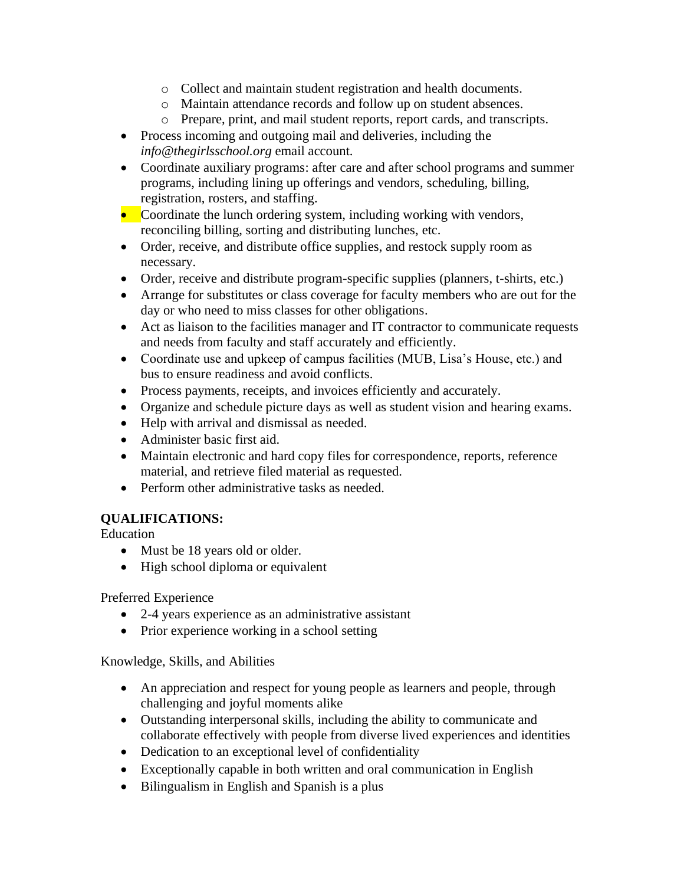- Collect and maintain student registration and health documents.
    - Maintain attendance records and follow up on student absences.
    - Prepare, print, and mail student reports, report cards, and transcripts.
- Process incoming and outgoing mail and deliveries, including the *info@thegirlsschool.org* email account.
- Coordinate auxiliary programs: after care and after school programs and summer programs, including lining up offerings and vendors, scheduling, billing, registration, rosters, and staffing.
- Coordinate the lunch ordering system, including working with vendors, reconciling billing, sorting and distributing lunches, etc.
- Order, receive, and distribute office supplies, and restock supply room as necessary.
- Order, receive and distribute program-specific supplies (planners, t-shirts, etc.)
- Arrange for substitutes or class coverage for faculty members who are out for the day or who need to miss classes for other obligations.
- Act as liaison to the facilities manager and IT contractor to communicate requests and needs from faculty and staff accurately and efficiently.
- Coordinate use and upkeep of campus facilities (MUB, Lisa's House, etc.) and bus to ensure readiness and avoid conflicts.
- Process payments, receipts, and invoices efficiently and accurately.
- Organize and schedule picture days as well as student vision and hearing exams.
- Help with arrival and dismissal as needed.
- Administer basic first aid.
- Maintain electronic and hard copy files for correspondence, reports, reference material, and retrieve filed material as requested.
- Perform other administrative tasks as needed.

**QUALIFICATIONS:**

Education

- Must be 18 years old or older.
- High school diploma or equivalent

Preferred Experience

- 2-4 years experience as an administrative assistant
- Prior experience working in a school setting

Knowledge, Skills, and Abilities

- An appreciation and respect for young people as learners and people, through challenging and joyful moments alike
- Outstanding interpersonal skills, including the ability to communicate and collaborate effectively with people from diverse lived experiences and identities
- Dedication to an exceptional level of confidentiality
- Exceptionally capable in both written and oral communication in English
- Bilingualism in English and Spanish is a plus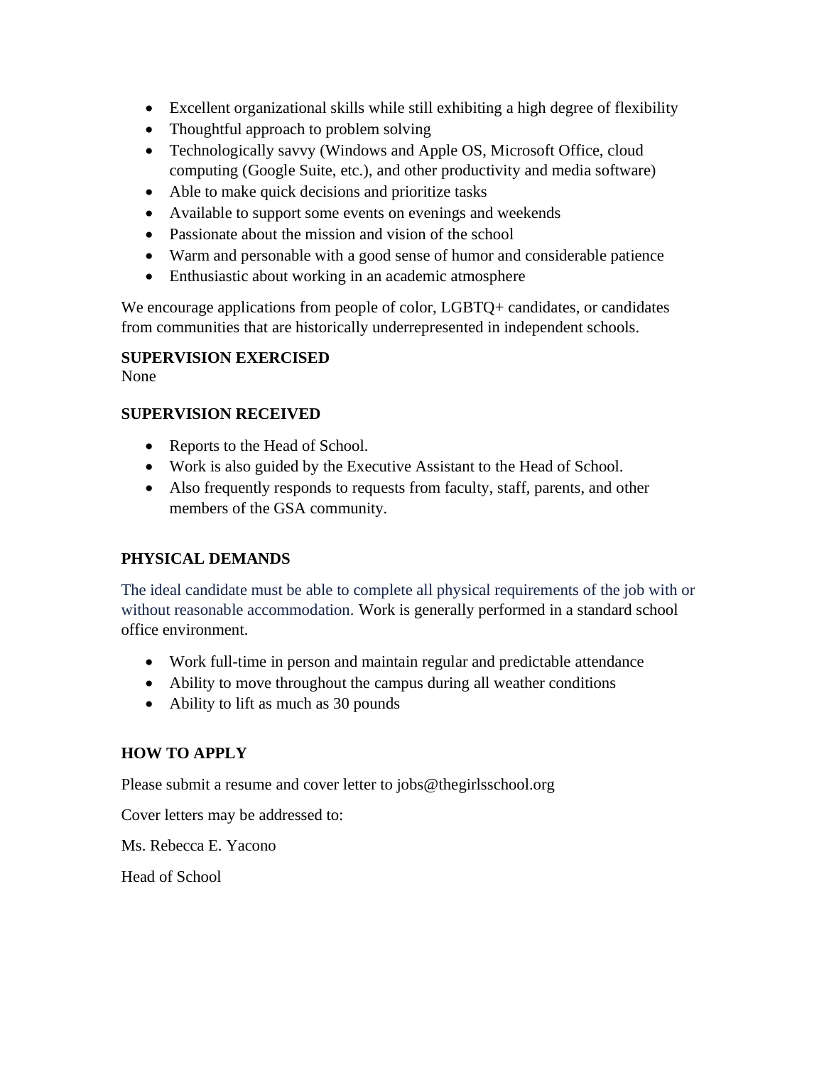- Excellent organizational skills while still exhibiting a high degree of flexibility
- Thoughtful approach to problem solving
- Technologically savvy (Windows and Apple OS, Microsoft Office, cloud computing (Google Suite, etc.), and other productivity and media software)
- Able to make quick decisions and prioritize tasks
- Available to support some events on evenings and weekends
- Passionate about the mission and vision of the school
- Warm and personable with a good sense of humor and considerable patience
- Enthusiastic about working in an academic atmosphere

We encourage applications from people of color, LGBTQ+ candidates, or candidates from communities that are historically underrepresented in independent schools.

**SUPERVISION EXERCISED**
None

**SUPERVISION RECEIVED**

- Reports to the Head of School.
- Work is also guided by the Executive Assistant to the Head of School.
- Also frequently responds to requests from faculty, staff, parents, and other members of the GSA community.

**PHYSICAL DEMANDS**

The ideal candidate must be able to complete all physical requirements of the job with or without reasonable accommodation. Work is generally performed in a standard school office environment.

- Work full-time in person and maintain regular and predictable attendance
- Ability to move throughout the campus during all weather conditions
- Ability to lift as much as 30 pounds

**HOW TO APPLY**

Please submit a resume and cover letter to jobs@thegirlsschool.org

Cover letters may be addressed to:

Ms. Rebecca E. Yacono

Head of School